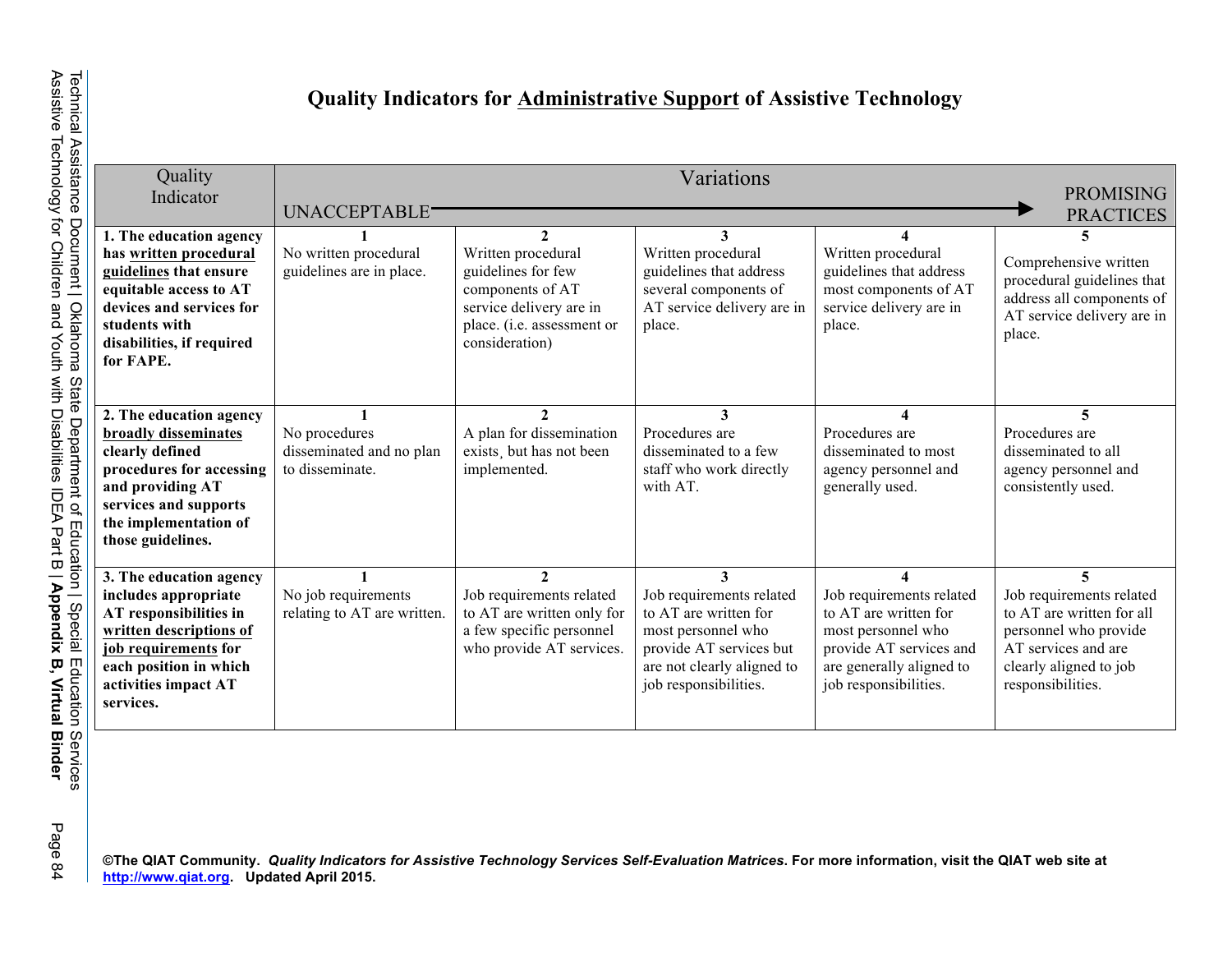# Quality Indicators for Administrative Support of Assistive Technology

| Quality Indicator | Variations UNACCEPTABLE → | | | | PROMISING PRACTICES |
|---|---|---|---|---|---|
| **1. The education agency has written procedural guidelines that ensure equitable access to AT devices and services for students with disabilities, if required for FAPE.** | **1** No written procedural guidelines are in place. | **2** Written procedural guidelines for few components of AT service delivery are in place. (i.e. assessment or consideration) | **3** Written procedural guidelines that address several components of AT service delivery are in place. | **4** Written procedural guidelines that address most components of AT service delivery are in place. | **5** Comprehensive written procedural guidelines that address all components of AT service delivery are in place. |
| **2. The education agency broadly disseminates clearly defined procedures for accessing and providing AT services and supports the implementation of those guidelines.** | **1** No procedures disseminated and no plan to disseminate. | **2** A plan for dissemination exists, but has not been implemented. | **3** Procedures are disseminated to a few staff who work directly with AT. | **4** Procedures are disseminated to most agency personnel and generally used. | **5** Procedures are disseminated to all agency personnel and consistently used. |
| **3. The education agency includes appropriate AT responsibilities in written descriptions of job requirements for each position in which activities impact AT services.** | **1** No job requirements relating to AT are written. | **2** Job requirements related to AT are written only for a few specific personnel who provide AT services. | **3** Job requirements related to AT are written for most personnel who provide AT services but are not clearly aligned to job responsibilities. | **4** Job requirements related to AT are written for most personnel who provide AT services and are generally aligned to job responsibilities. | **5** Job requirements related to AT are written for all personnel who provide AT services and are clearly aligned to job responsibilities. |

**©The QIAT Community. *Quality Indicators for Assistive Technology Services Self-Evaluation Matrices*. For more information, visit the QIAT web site at http://www.qiat.org. Updated April 2015.**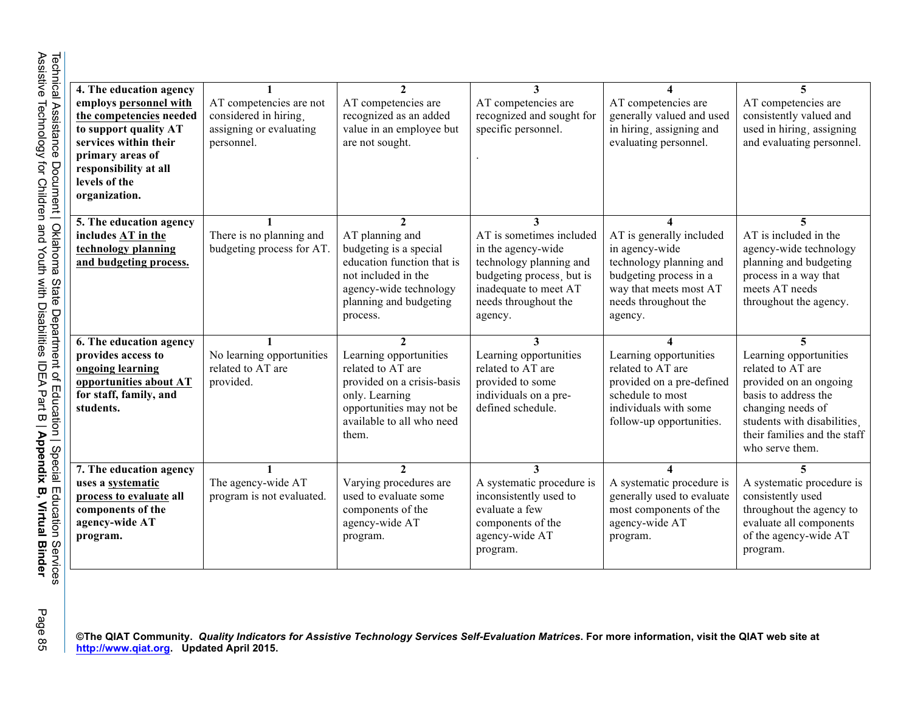| | | | | | |
|---|---|---|---|---|---|
| **4. The education agency employs <u>personnel with the competencies</u> needed to support quality AT services within their primary areas of responsibility at all levels of the organization.** | **1** AT competencies are not considered in hiring, assigning or evaluating personnel. | **2** AT competencies are recognized as an added value in an employee but are not sought. | **3** AT competencies are recognized and sought for specific personnel. . | **4** AT competencies are generally valued and used in hiring, assigning and evaluating personnel. | **5** AT competencies are consistently valued and used in hiring, assigning and evaluating personnel. |
| **5. The education agency includes <u>AT in the technology planning and budgeting process.</u>** | **1** There is no planning and budgeting process for AT. | **2** AT planning and budgeting is a special education function that is not included in the agency-wide technology planning and budgeting process. | **3** AT is sometimes included in the agency-wide technology planning and budgeting process, but is inadequate to meet AT needs throughout the agency. | **4** AT is generally included in agency-wide technology planning and budgeting process in a way that meets most AT needs throughout the agency. | **5** AT is included in the agency-wide technology planning and budgeting process in a way that meets AT needs throughout the agency. |
| **6. The education agency provides access to <u>ongoing learning opportunities about AT</u> for staff, family, and students.** | **1** No learning opportunities related to AT are provided. | **2** Learning opportunities related to AT are provided on a crisis-basis only. Learning opportunities may not be available to all who need them. | **3** Learning opportunities related to AT are provided to some individuals on a pre-defined schedule. | **4** Learning opportunities related to AT are provided on a pre-defined schedule to most individuals with some follow-up opportunities. | **5** Learning opportunities related to AT are provided on an ongoing basis to address the changing needs of students with disabilities, their families and the staff who serve them. |
| **7. The education agency uses a <u>systematic process to evaluate</u> all components of the agency-wide AT program.** | **1** The agency-wide AT program is not evaluated. | **2** Varying procedures are used to evaluate some components of the agency-wide AT program. | **3** A systematic procedure is inconsistently used to evaluate a few components of the agency-wide AT program. | **4** A systematic procedure is generally used to evaluate most components of the agency-wide AT program. | **5** A systematic procedure is consistently used throughout the agency to evaluate all components of the agency-wide AT program. |

**©The QIAT Community. *Quality Indicators for Assistive Technology Services Self-Evaluation Matrices*. For more information, visit the QIAT web site at http://www.qiat.org. Updated April 2015.**